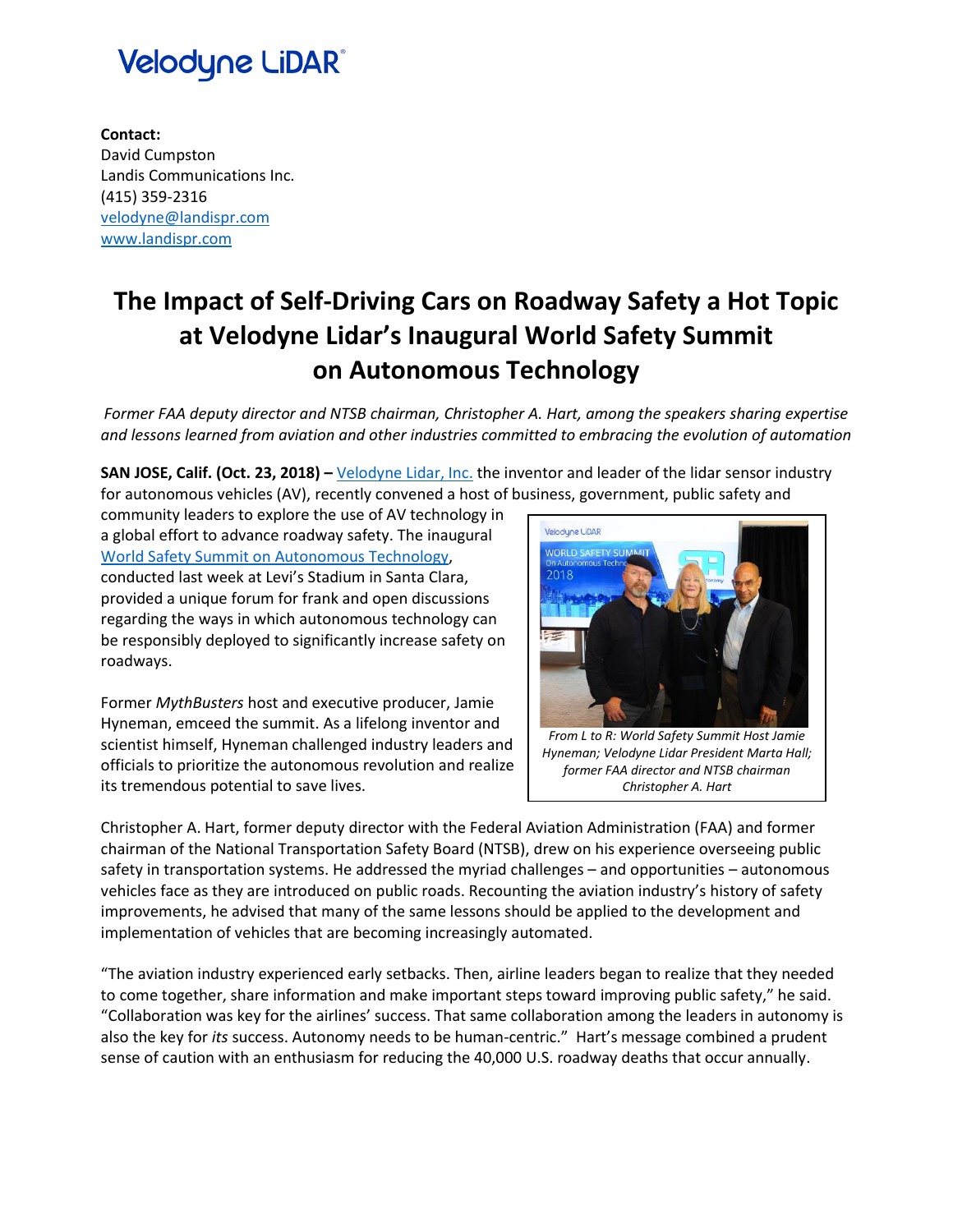Velodyne LiDAR®

**Contact:**
David Cumpston
Landis Communications Inc.
(415) 359-2316
velodyne@landispr.com
www.landispr.com

# The Impact of Self-Driving Cars on Roadway Safety a Hot Topic at Velodyne Lidar's Inaugural World Safety Summit on Autonomous Technology

*Former FAA deputy director and NTSB chairman, Christopher A. Hart, among the speakers sharing expertise and lessons learned from aviation and other industries committed to embracing the evolution of automation*

**SAN JOSE, Calif. (Oct. 23, 2018) –** Velodyne Lidar, Inc. the inventor and leader of the lidar sensor industry for autonomous vehicles (AV), recently convened a host of business, government, public safety and community leaders to explore the use of AV technology in a global effort to advance roadway safety. The inaugural World Safety Summit on Autonomous Technology, conducted last week at Levi's Stadium in Santa Clara, provided a unique forum for frank and open discussions regarding the ways in which autonomous technology can be responsibly deployed to significantly increase safety on roadways.

*From L to R: World Safety Summit Host Jamie Hyneman; Velodyne Lidar President Marta Hall; former FAA director and NTSB chairman Christopher A. Hart*

Former *MythBusters* host and executive producer, Jamie Hyneman, emceed the summit. As a lifelong inventor and scientist himself, Hyneman challenged industry leaders and officials to prioritize the autonomous revolution and realize its tremendous potential to save lives.

Christopher A. Hart, former deputy director with the Federal Aviation Administration (FAA) and former chairman of the National Transportation Safety Board (NTSB), drew on his experience overseeing public safety in transportation systems. He addressed the myriad challenges – and opportunities – autonomous vehicles face as they are introduced on public roads. Recounting the aviation industry's history of safety improvements, he advised that many of the same lessons should be applied to the development and implementation of vehicles that are becoming increasingly automated.

"The aviation industry experienced early setbacks. Then, airline leaders began to realize that they needed to come together, share information and make important steps toward improving public safety," he said. "Collaboration was key for the airlines' success. That same collaboration among the leaders in autonomy is also the key for *its* success. Autonomy needs to be human-centric." Hart's message combined a prudent sense of caution with an enthusiasm for reducing the 40,000 U.S. roadway deaths that occur annually.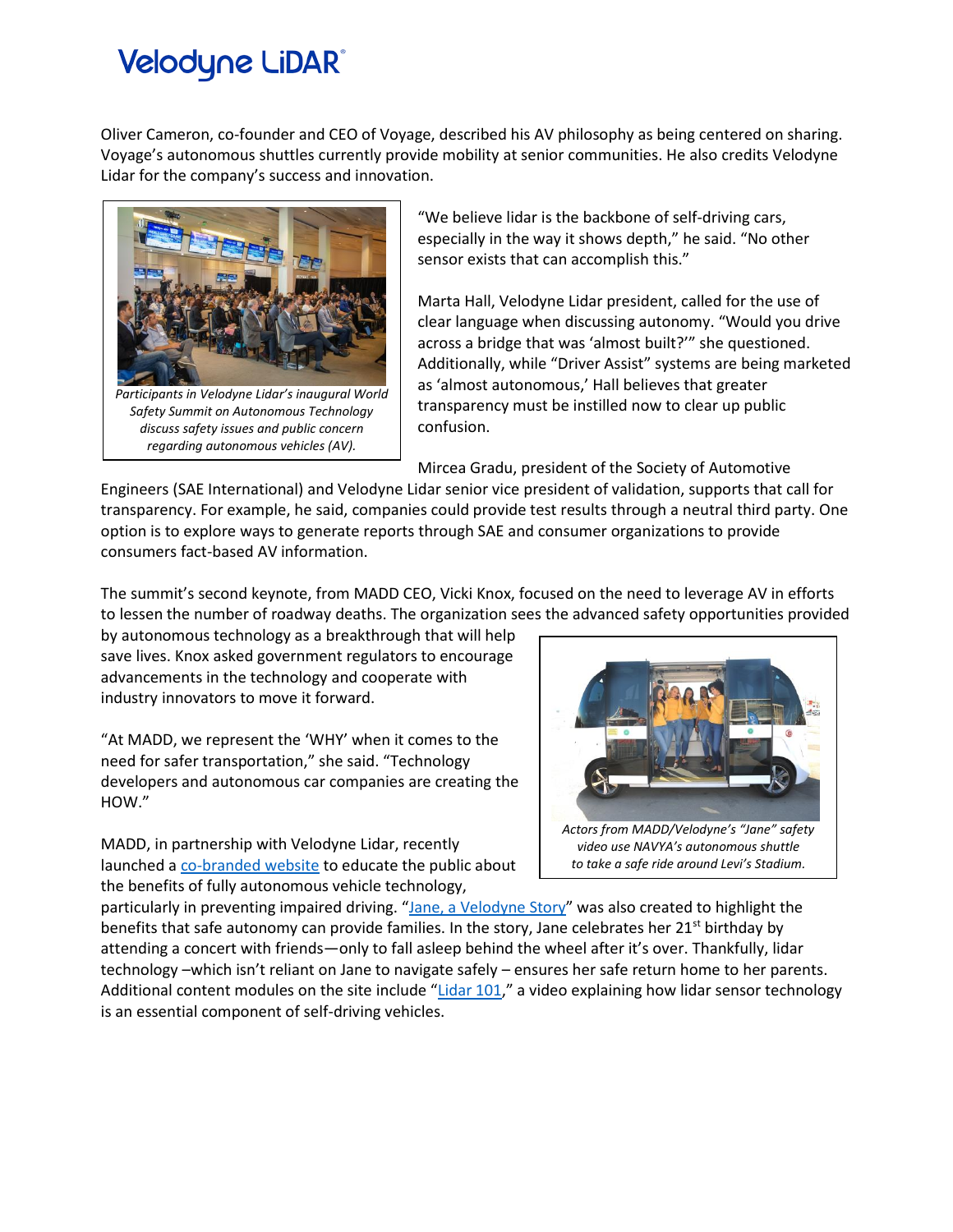Oliver Cameron, co-founder and CEO of Voyage, described his AV philosophy as being centered on sharing. Voyage's autonomous shuttles currently provide mobility at senior communities. He also credits Velodyne Lidar for the company's success and innovation.

*Participants in Velodyne Lidar's inaugural World Safety Summit on Autonomous Technology discuss safety issues and public concern regarding autonomous vehicles (AV).*

"We believe lidar is the backbone of self-driving cars, especially in the way it shows depth," he said. "No other sensor exists that can accomplish this."

Marta Hall, Velodyne Lidar president, called for the use of clear language when discussing autonomy. "Would you drive across a bridge that was 'almost built?'" she questioned. Additionally, while "Driver Assist" systems are being marketed as 'almost autonomous,' Hall believes that greater transparency must be instilled now to clear up public confusion.

Mircea Gradu, president of the Society of Automotive Engineers (SAE International) and Velodyne Lidar senior vice president of validation, supports that call for transparency. For example, he said, companies could provide test results through a neutral third party. One option is to explore ways to generate reports through SAE and consumer organizations to provide consumers fact-based AV information.

The summit's second keynote, from MADD CEO, Vicki Knox, focused on the need to leverage AV in efforts to lessen the number of roadway deaths. The organization sees the advanced safety opportunities provided by autonomous technology as a breakthrough that will help save lives. Knox asked government regulators to encourage advancements in the technology and cooperate with industry innovators to move it forward.

"At MADD, we represent the 'WHY' when it comes to the need for safer transportation," she said. "Technology developers and autonomous car companies are creating the HOW."

*Actors from MADD/Velodyne's "Jane" safety video use NAVYA's autonomous shuttle to take a safe ride around Levi's Stadium.*

MADD, in partnership with Velodyne Lidar, recently launched a co-branded website to educate the public about the benefits of fully autonomous vehicle technology, particularly in preventing impaired driving. "Jane, a Velodyne Story" was also created to highlight the benefits that safe autonomy can provide families. In the story, Jane celebrates her 21st birthday by attending a concert with friends—only to fall asleep behind the wheel after it's over. Thankfully, lidar technology –which isn't reliant on Jane to navigate safely – ensures her safe return home to her parents. Additional content modules on the site include "Lidar 101," a video explaining how lidar sensor technology is an essential component of self-driving vehicles.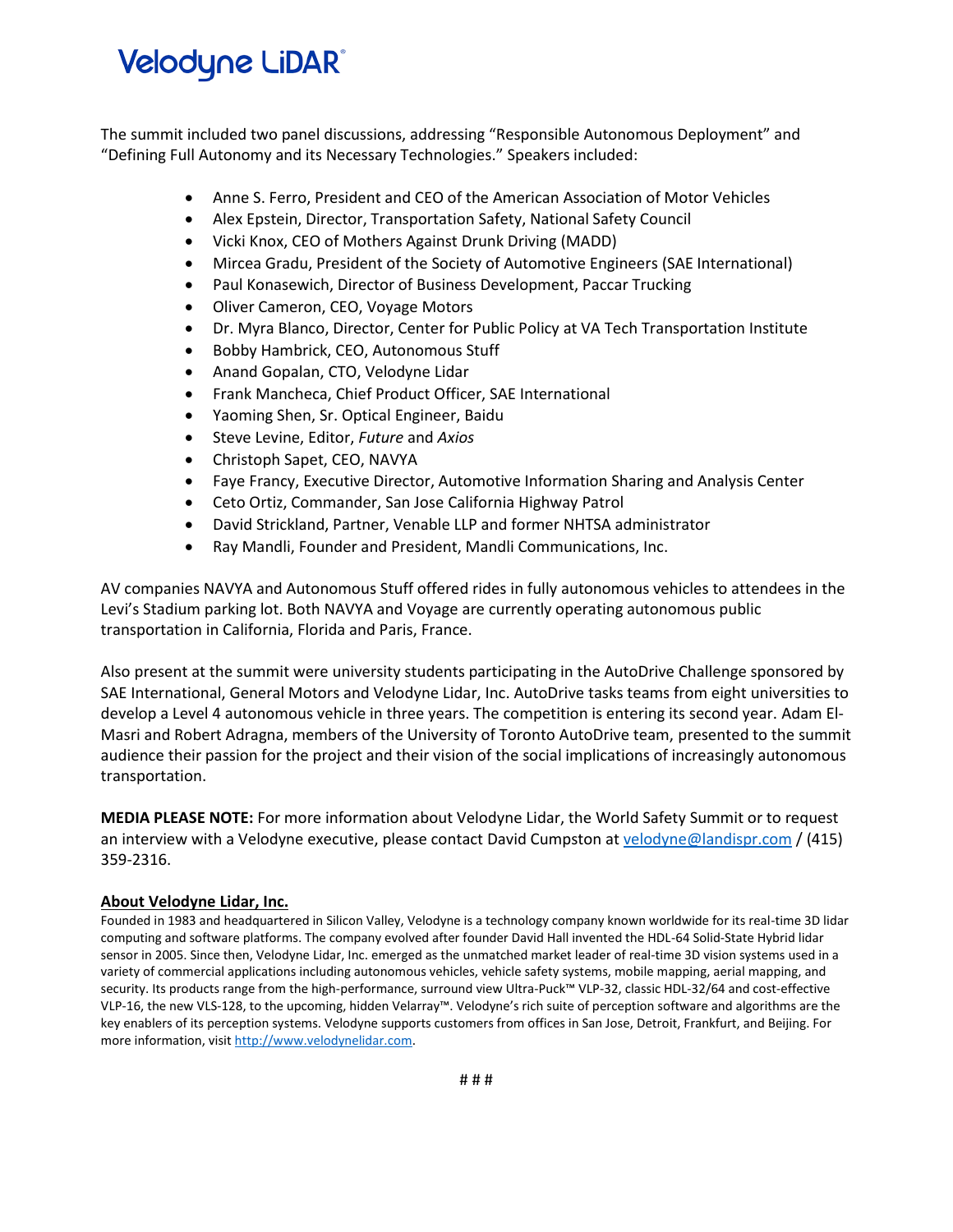The summit included two panel discussions, addressing "Responsible Autonomous Deployment" and "Defining Full Autonomy and its Necessary Technologies." Speakers included:

- Anne S. Ferro, President and CEO of the American Association of Motor Vehicles
- Alex Epstein, Director, Transportation Safety, National Safety Council
- Vicki Knox, CEO of Mothers Against Drunk Driving (MADD)
- Mircea Gradu, President of the Society of Automotive Engineers (SAE International)
- Paul Konasewich, Director of Business Development, Paccar Trucking
- Oliver Cameron, CEO, Voyage Motors
- Dr. Myra Blanco, Director, Center for Public Policy at VA Tech Transportation Institute
- Bobby Hambrick, CEO, Autonomous Stuff
- Anand Gopalan, CTO, Velodyne Lidar
- Frank Mancheca, Chief Product Officer, SAE International
- Yaoming Shen, Sr. Optical Engineer, Baidu
- Steve Levine, Editor, *Future* and *Axios*
- Christoph Sapet, CEO, NAVYA
- Faye Francy, Executive Director, Automotive Information Sharing and Analysis Center
- Ceto Ortiz, Commander, San Jose California Highway Patrol
- David Strickland, Partner, Venable LLP and former NHTSA administrator
- Ray Mandli, Founder and President, Mandli Communications, Inc.

AV companies NAVYA and Autonomous Stuff offered rides in fully autonomous vehicles to attendees in the Levi's Stadium parking lot. Both NAVYA and Voyage are currently operating autonomous public transportation in California, Florida and Paris, France.

Also present at the summit were university students participating in the AutoDrive Challenge sponsored by SAE International, General Motors and Velodyne Lidar, Inc. AutoDrive tasks teams from eight universities to develop a Level 4 autonomous vehicle in three years. The competition is entering its second year. Adam El-Masri and Robert Adragna, members of the University of Toronto AutoDrive team, presented to the summit audience their passion for the project and their vision of the social implications of increasingly autonomous transportation.

**MEDIA PLEASE NOTE:** For more information about Velodyne Lidar, the World Safety Summit or to request an interview with a Velodyne executive, please contact David Cumpston at [velodyne@landispr.com](mailto:velodyne@landispr.com) / (415) 359-2316.

## About Velodyne Lidar, Inc.

Founded in 1983 and headquartered in Silicon Valley, Velodyne is a technology company known worldwide for its real-time 3D lidar computing and software platforms. The company evolved after founder David Hall invented the HDL-64 Solid-State Hybrid lidar sensor in 2005. Since then, Velodyne Lidar, Inc. emerged as the unmatched market leader of real-time 3D vision systems used in a variety of commercial applications including autonomous vehicles, vehicle safety systems, mobile mapping, aerial mapping, and security. Its products range from the high-performance, surround view Ultra-Puck™ VLP-32, classic HDL-32/64 and cost-effective VLP-16, the new VLS-128, to the upcoming, hidden Velarray™. Velodyne's rich suite of perception software and algorithms are the key enablers of its perception systems. Velodyne supports customers from offices in San Jose, Detroit, Frankfurt, and Beijing. For more information, visit [http://www.velodynelidar.com](http://www.velodynelidar.com).

# # #